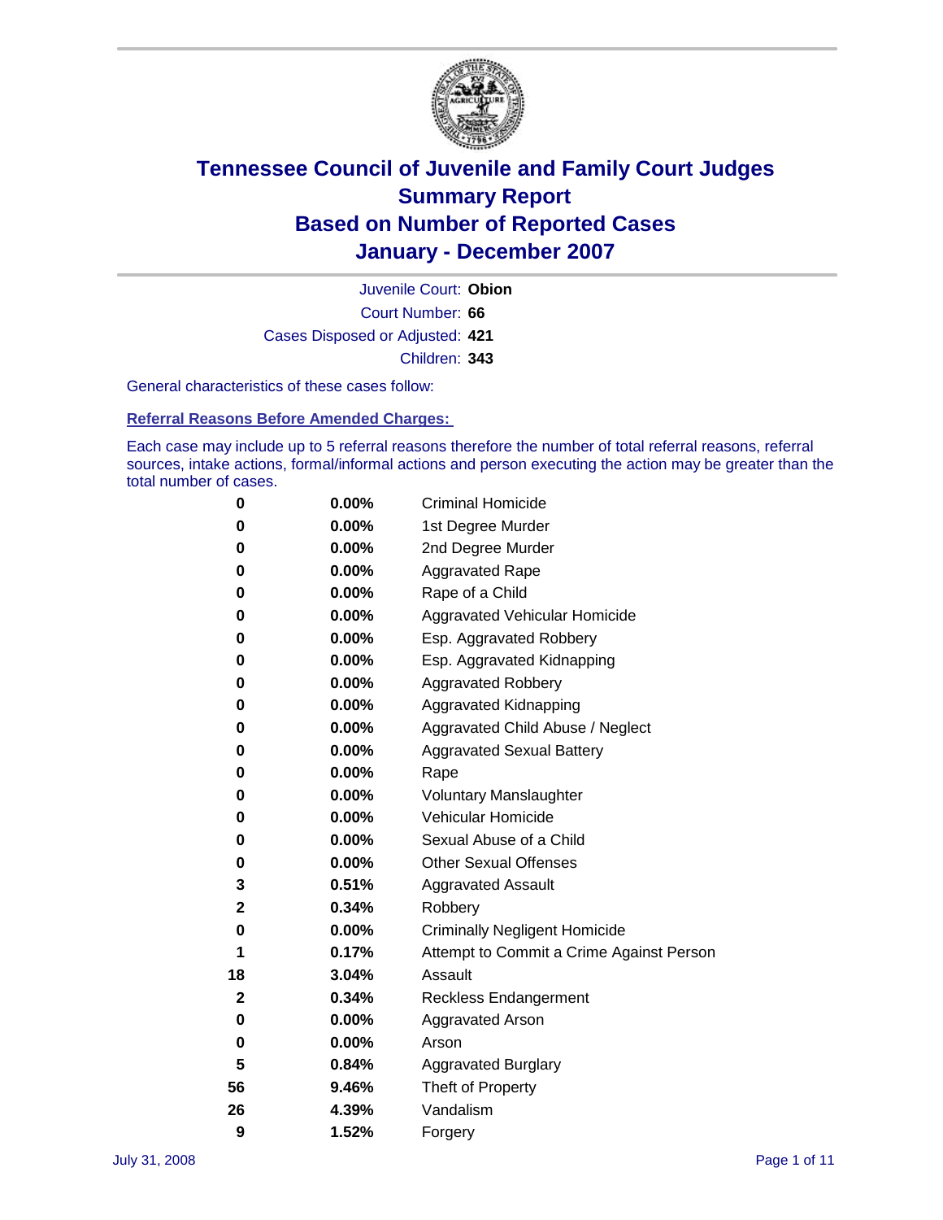# Tennessee Council of Juvenile and Family Court Judges
## Summary Report
## Based on Number of Reported Cases
## January - December 2007

Juvenile Court: **Obion**

Court Number: **66**

Cases Disposed or Adjusted: **421**

Children: **343**

General characteristics of these cases follow:

### Referral Reasons Before Amended Charges:

Each case may include up to 5 referral reasons therefore the number of total referral reasons, referral sources, intake actions, formal/informal actions and person executing the action may be greater than the total number of cases.

| Count | Percent | Reason |
|---|---|---|
| 0 | 0.00% | Criminal Homicide |
| 0 | 0.00% | 1st Degree Murder |
| 0 | 0.00% | 2nd Degree Murder |
| 0 | 0.00% | Aggravated Rape |
| 0 | 0.00% | Rape of a Child |
| 0 | 0.00% | Aggravated Vehicular Homicide |
| 0 | 0.00% | Esp. Aggravated Robbery |
| 0 | 0.00% | Esp. Aggravated Kidnapping |
| 0 | 0.00% | Aggravated Robbery |
| 0 | 0.00% | Aggravated Kidnapping |
| 0 | 0.00% | Aggravated Child Abuse / Neglect |
| 0 | 0.00% | Aggravated Sexual Battery |
| 0 | 0.00% | Rape |
| 0 | 0.00% | Voluntary Manslaughter |
| 0 | 0.00% | Vehicular Homicide |
| 0 | 0.00% | Sexual Abuse of a Child |
| 0 | 0.00% | Other Sexual Offenses |
| 3 | 0.51% | Aggravated Assault |
| 2 | 0.34% | Robbery |
| 0 | 0.00% | Criminally Negligent Homicide |
| 1 | 0.17% | Attempt to Commit a Crime Against Person |
| 18 | 3.04% | Assault |
| 2 | 0.34% | Reckless Endangerment |
| 0 | 0.00% | Aggravated Arson |
| 0 | 0.00% | Arson |
| 5 | 0.84% | Aggravated Burglary |
| 56 | 9.46% | Theft of Property |
| 26 | 4.39% | Vandalism |
| 9 | 1.52% | Forgery |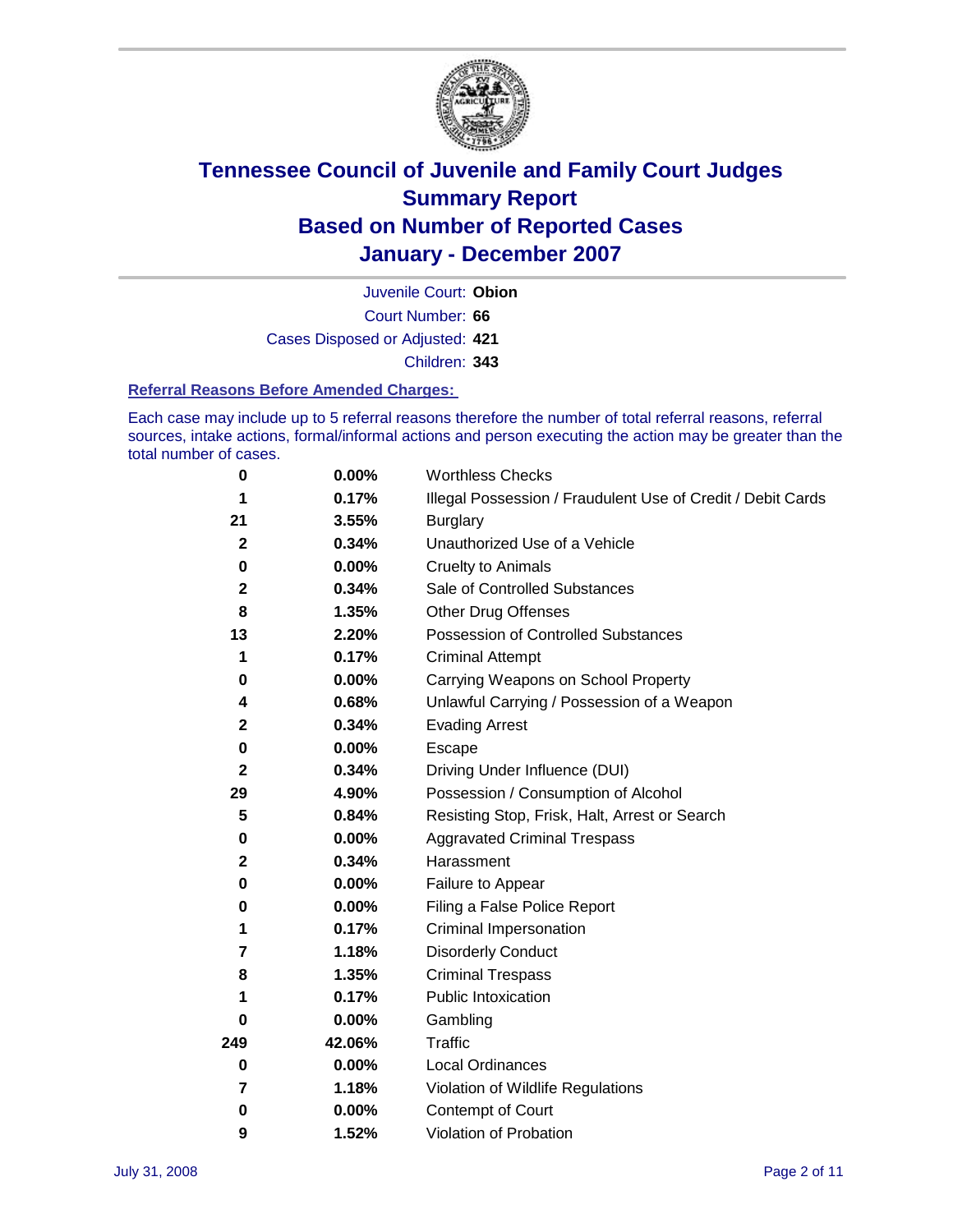# Tennessee Council of Juvenile and Family Court Judges
# Summary Report
# Based on Number of Reported Cases
# January - December 2007

Juvenile Court: **Obion**

Court Number: **66**

Cases Disposed or Adjusted: **421**

Children: **343**

### Referral Reasons Before Amended Charges:

Each case may include up to 5 referral reasons therefore the number of total referral reasons, referral sources, intake actions, formal/informal actions and person executing the action may be greater than the total number of cases.

| Count | Percent | Referral Reason |
|---|---|---|
| 0 | 0.00% | Worthless Checks |
| 1 | 0.17% | Illegal Possession / Fraudulent Use of Credit / Debit Cards |
| 21 | 3.55% | Burglary |
| 2 | 0.34% | Unauthorized Use of a Vehicle |
| 0 | 0.00% | Cruelty to Animals |
| 2 | 0.34% | Sale of Controlled Substances |
| 8 | 1.35% | Other Drug Offenses |
| 13 | 2.20% | Possession of Controlled Substances |
| 1 | 0.17% | Criminal Attempt |
| 0 | 0.00% | Carrying Weapons on School Property |
| 4 | 0.68% | Unlawful Carrying / Possession of a Weapon |
| 2 | 0.34% | Evading Arrest |
| 0 | 0.00% | Escape |
| 2 | 0.34% | Driving Under Influence (DUI) |
| 29 | 4.90% | Possession / Consumption of Alcohol |
| 5 | 0.84% | Resisting Stop, Frisk, Halt, Arrest or Search |
| 0 | 0.00% | Aggravated Criminal Trespass |
| 2 | 0.34% | Harassment |
| 0 | 0.00% | Failure to Appear |
| 0 | 0.00% | Filing a False Police Report |
| 1 | 0.17% | Criminal Impersonation |
| 7 | 1.18% | Disorderly Conduct |
| 8 | 1.35% | Criminal Trespass |
| 1 | 0.17% | Public Intoxication |
| 0 | 0.00% | Gambling |
| 249 | 42.06% | Traffic |
| 0 | 0.00% | Local Ordinances |
| 7 | 1.18% | Violation of Wildlife Regulations |
| 0 | 0.00% | Contempt of Court |
| 9 | 1.52% | Violation of Probation |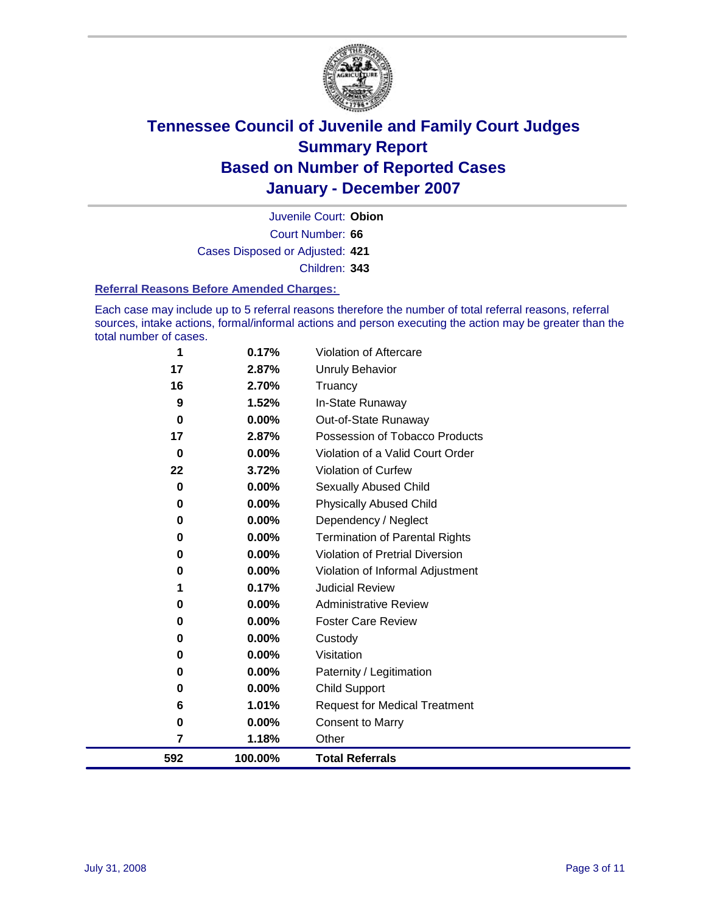# Tennessee Council of Juvenile and Family Court Judges
# Summary Report
# Based on Number of Reported Cases
# January - December 2007

Juvenile Court: **Obion**

Court Number: **66**

Cases Disposed or Adjusted: **421**

Children: **343**

### Referral Reasons Before Amended Charges:

Each case may include up to 5 referral reasons therefore the number of total referral reasons, referral sources, intake actions, formal/informal actions and person executing the action may be greater than the total number of cases.

| | | |
|---|---|---|
| 1 | 0.17% | Violation of Aftercare |
| 17 | 2.87% | Unruly Behavior |
| 16 | 2.70% | Truancy |
| 9 | 1.52% | In-State Runaway |
| 0 | 0.00% | Out-of-State Runaway |
| 17 | 2.87% | Possession of Tobacco Products |
| 0 | 0.00% | Violation of a Valid Court Order |
| 22 | 3.72% | Violation of Curfew |
| 0 | 0.00% | Sexually Abused Child |
| 0 | 0.00% | Physically Abused Child |
| 0 | 0.00% | Dependency / Neglect |
| 0 | 0.00% | Termination of Parental Rights |
| 0 | 0.00% | Violation of Pretrial Diversion |
| 0 | 0.00% | Violation of Informal Adjustment |
| 1 | 0.17% | Judicial Review |
| 0 | 0.00% | Administrative Review |
| 0 | 0.00% | Foster Care Review |
| 0 | 0.00% | Custody |
| 0 | 0.00% | Visitation |
| 0 | 0.00% | Paternity / Legitimation |
| 0 | 0.00% | Child Support |
| 6 | 1.01% | Request for Medical Treatment |
| 0 | 0.00% | Consent to Marry |
| 7 | 1.18% | Other |
| **592** | **100.00%** | **Total Referrals** |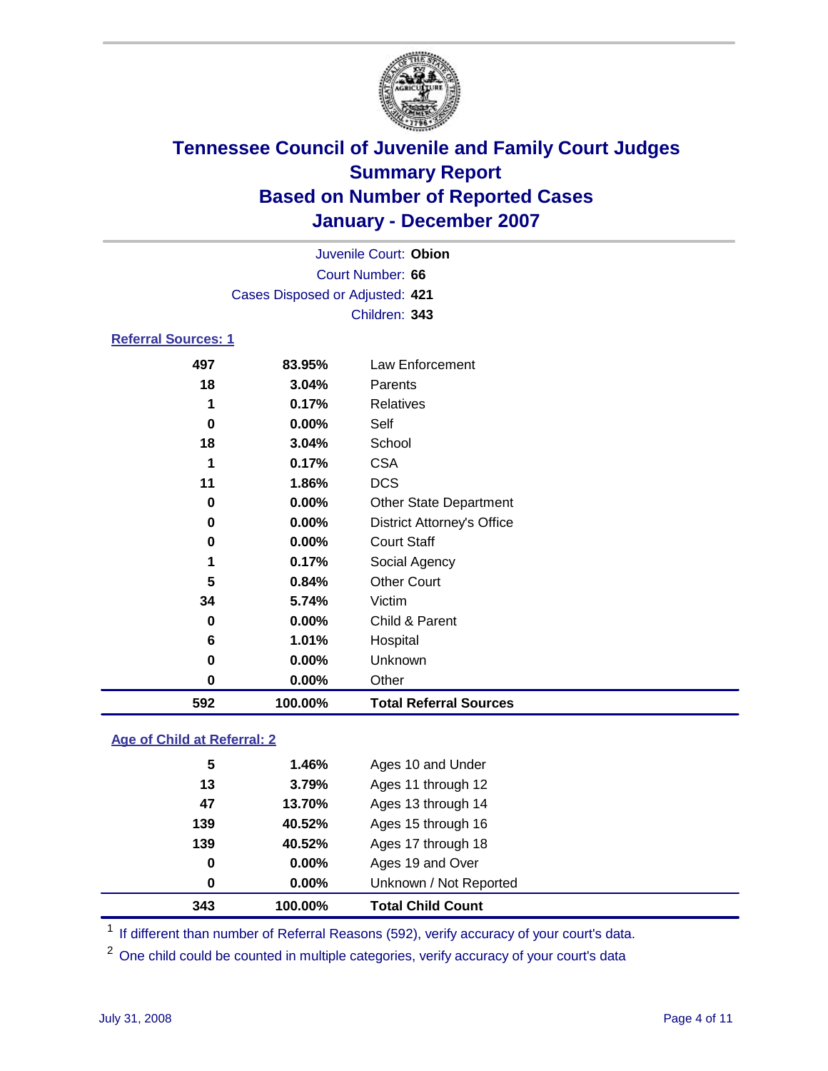# Tennessee Council of Juvenile and Family Court Judges
## Summary Report
## Based on Number of Reported Cases
## January - December 2007

Juvenile Court: **Obion**
Court Number: **66**
Cases Disposed or Adjusted: **421**
Children: **343**

### Referral Sources: 1

| | | |
|---|---|---|
| 497 | 83.95% | Law Enforcement |
| 18 | 3.04% | Parents |
| 1 | 0.17% | Relatives |
| 0 | 0.00% | Self |
| 18 | 3.04% | School |
| 1 | 0.17% | CSA |
| 11 | 1.86% | DCS |
| 0 | 0.00% | Other State Department |
| 0 | 0.00% | District Attorney's Office |
| 0 | 0.00% | Court Staff |
| 1 | 0.17% | Social Agency |
| 5 | 0.84% | Other Court |
| 34 | 5.74% | Victim |
| 0 | 0.00% | Child & Parent |
| 6 | 1.01% | Hospital |
| 0 | 0.00% | Unknown |
| 0 | 0.00% | Other |
| **592** | **100.00%** | **Total Referral Sources** |

### Age of Child at Referral: 2

| | | |
|---|---|---|
| 5 | 1.46% | Ages 10 and Under |
| 13 | 3.79% | Ages 11 through 12 |
| 47 | 13.70% | Ages 13 through 14 |
| 139 | 40.52% | Ages 15 through 16 |
| 139 | 40.52% | Ages 17 through 18 |
| 0 | 0.00% | Ages 19 and Over |
| 0 | 0.00% | Unknown / Not Reported |
| **343** | **100.00%** | **Total Child Count** |

[1] If different than number of Referral Reasons (592), verify accuracy of your court's data.

[2] One child could be counted in multiple categories, verify accuracy of your court's data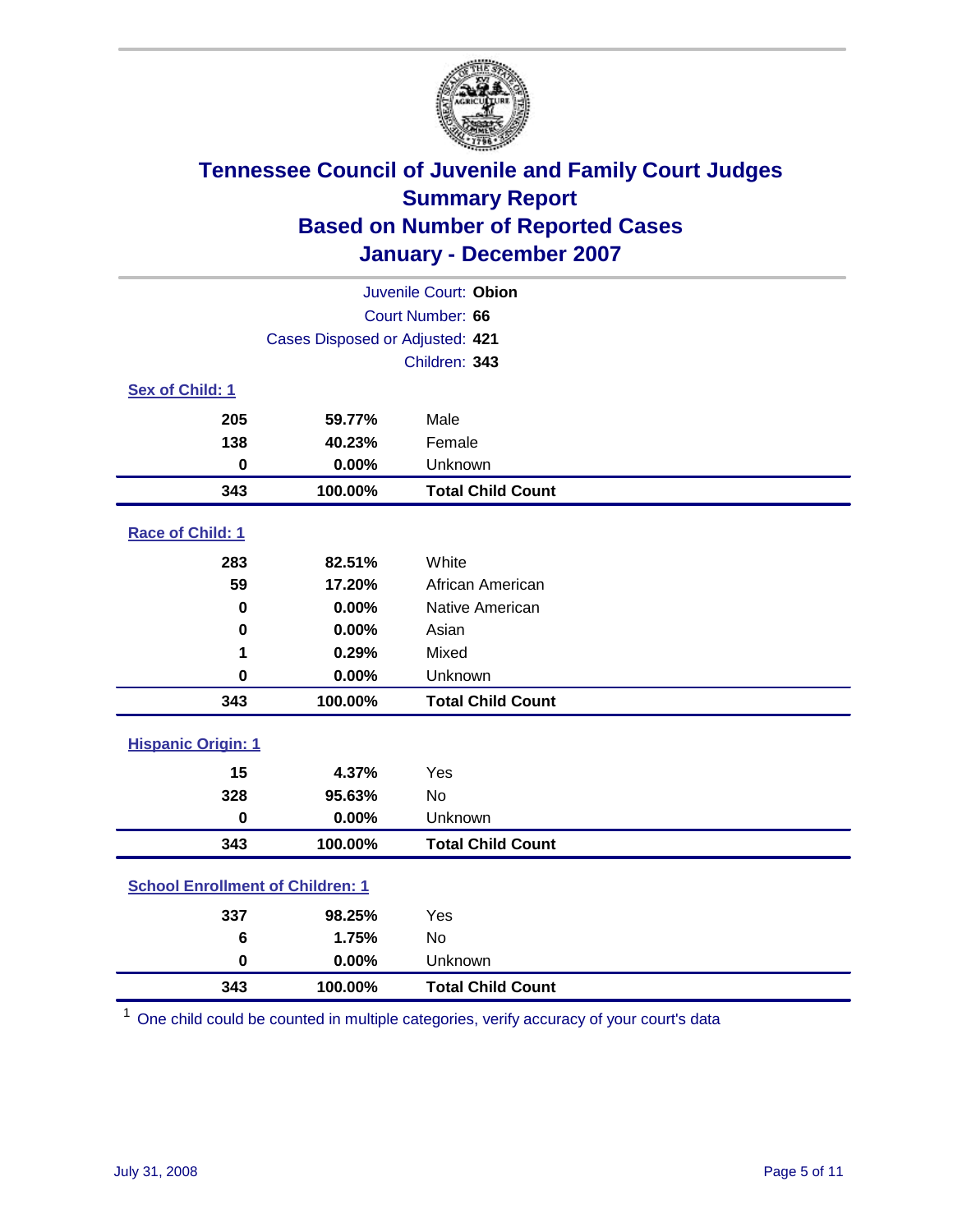# Tennessee Council of Juvenile and Family Court Judges
## Summary Report
## Based on Number of Reported Cases
## January - December 2007

Juvenile Court: **Obion**
Court Number: **66**
Cases Disposed or Adjusted: **421**
Children: **343**

### Sex of Child: 1

| Count | Percent | Category |
|---|---|---|
| 205 | 59.77% | Male |
| 138 | 40.23% | Female |
| 0 | 0.00% | Unknown |
| **343** | **100.00%** | **Total Child Count** |

### Race of Child: 1

| Count | Percent | Category |
|---|---|---|
| 283 | 82.51% | White |
| 59 | 17.20% | African American |
| 0 | 0.00% | Native American |
| 0 | 0.00% | Asian |
| 1 | 0.29% | Mixed |
| 0 | 0.00% | Unknown |
| **343** | **100.00%** | **Total Child Count** |

### Hispanic Origin: 1

| Count | Percent | Category |
|---|---|---|
| 15 | 4.37% | Yes |
| 328 | 95.63% | No |
| 0 | 0.00% | Unknown |
| **343** | **100.00%** | **Total Child Count** |

### School Enrollment of Children: 1

| Count | Percent | Category |
|---|---|---|
| 337 | 98.25% | Yes |
| 6 | 1.75% | No |
| 0 | 0.00% | Unknown |
| **343** | **100.00%** | **Total Child Count** |

[1] One child could be counted in multiple categories, verify accuracy of your court's data

July 31, 2008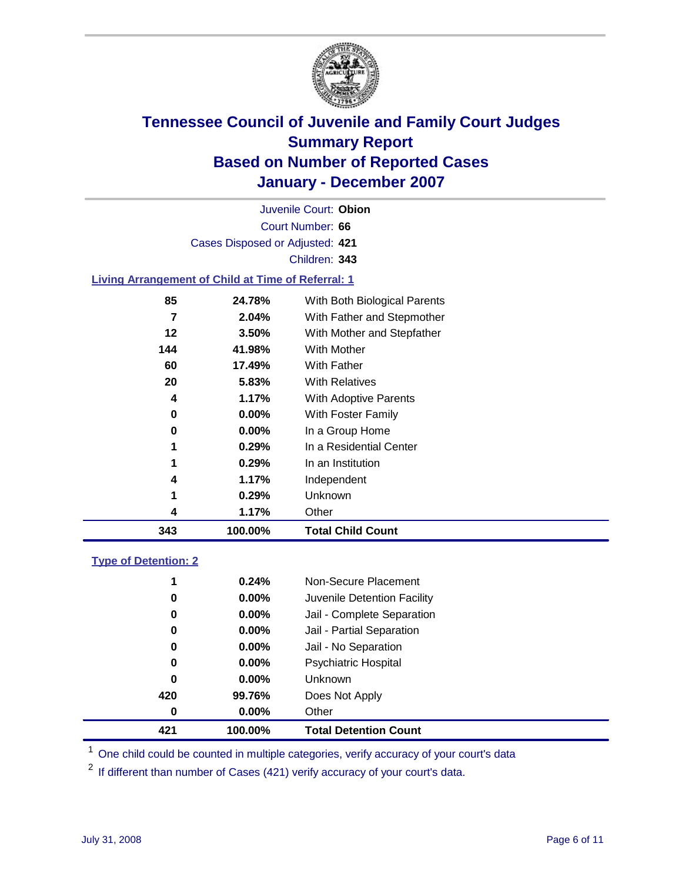# Tennessee Council of Juvenile and Family Court Judges
## Summary Report
## Based on Number of Reported Cases
## January - December 2007

Juvenile Court: **Obion**

Court Number: **66**

Cases Disposed or Adjusted: **421**

Children: **343**

### Living Arrangement of Child at Time of Referral: 1

| Count | Percent | Category |
|---|---|---|
| 85 | 24.78% | With Both Biological Parents |
| 7 | 2.04% | With Father and Stepmother |
| 12 | 3.50% | With Mother and Stepfather |
| 144 | 41.98% | With Mother |
| 60 | 17.49% | With Father |
| 20 | 5.83% | With Relatives |
| 4 | 1.17% | With Adoptive Parents |
| 0 | 0.00% | With Foster Family |
| 0 | 0.00% | In a Group Home |
| 1 | 0.29% | In a Residential Center |
| 1 | 0.29% | In an Institution |
| 4 | 1.17% | Independent |
| 1 | 0.29% | Unknown |
| 4 | 1.17% | Other |
| **343** | **100.00%** | **Total Child Count** |

### Type of Detention: 2

| Count | Percent | Category |
|---|---|---|
| 1 | 0.24% | Non-Secure Placement |
| 0 | 0.00% | Juvenile Detention Facility |
| 0 | 0.00% | Jail - Complete Separation |
| 0 | 0.00% | Jail - Partial Separation |
| 0 | 0.00% | Jail - No Separation |
| 0 | 0.00% | Psychiatric Hospital |
| 0 | 0.00% | Unknown |
| 420 | 99.76% | Does Not Apply |
| 0 | 0.00% | Other |
| **421** | **100.00%** | **Total Detention Count** |

[1] One child could be counted in multiple categories, verify accuracy of your court's data

[2] If different than number of Cases (421) verify accuracy of your court's data.

July 31, 2008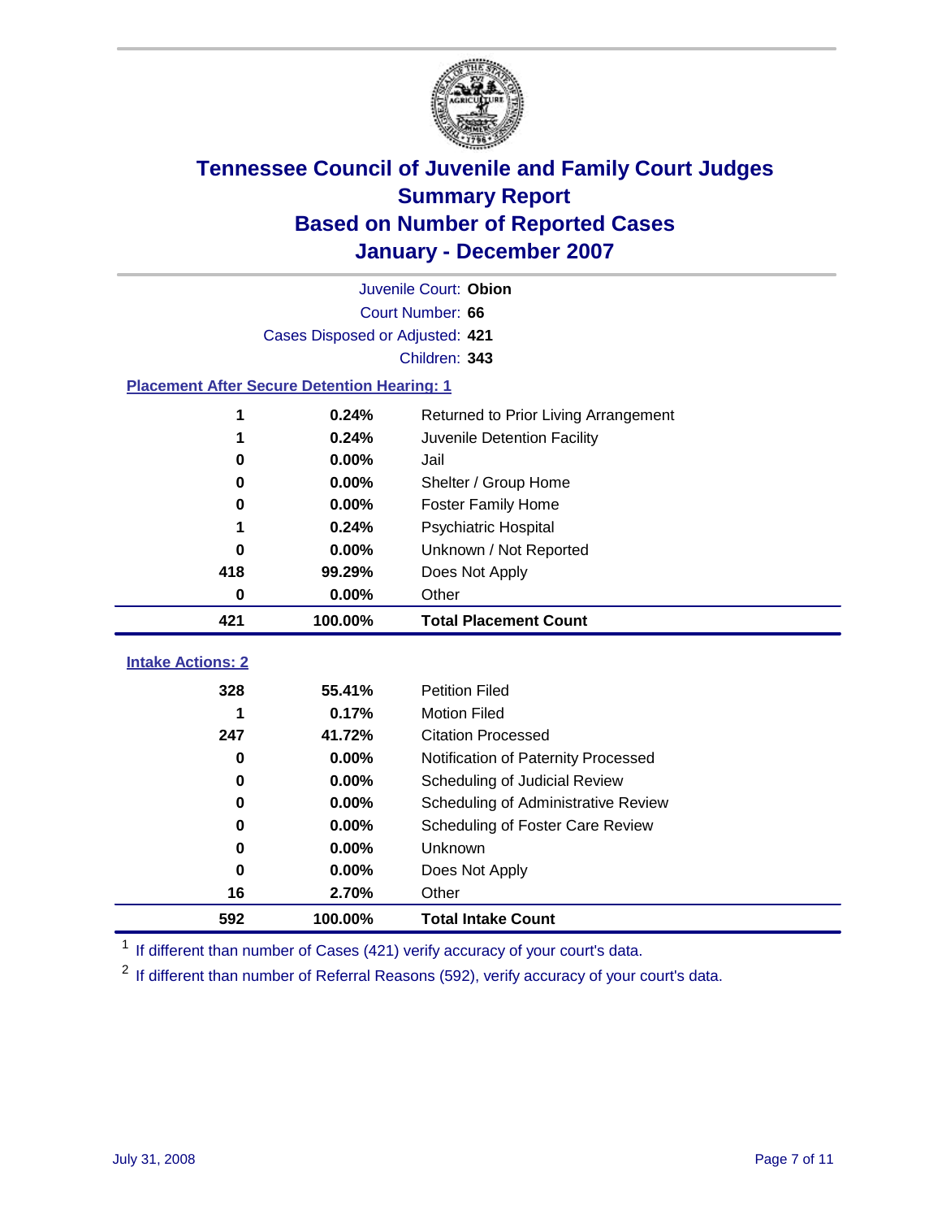# Tennessee Council of Juvenile and Family Court Judges
## Summary Report
## Based on Number of Reported Cases
## January - December 2007

Juvenile Court: **Obion**

Court Number: **66**

Cases Disposed or Adjusted: **421**

Children: **343**

### Placement After Secure Detention Hearing: 1

| Count | Percent | Placement |
|---|---|---|
| 1 | 0.24% | Returned to Prior Living Arrangement |
| 1 | 0.24% | Juvenile Detention Facility |
| 0 | 0.00% | Jail |
| 0 | 0.00% | Shelter / Group Home |
| 0 | 0.00% | Foster Family Home |
| 1 | 0.24% | Psychiatric Hospital |
| 0 | 0.00% | Unknown / Not Reported |
| 418 | 99.29% | Does Not Apply |
| 0 | 0.00% | Other |
| **421** | **100.00%** | **Total Placement Count** |

### Intake Actions: 2

| Count | Percent | Intake Action |
|---|---|---|
| 328 | 55.41% | Petition Filed |
| 1 | 0.17% | Motion Filed |
| 247 | 41.72% | Citation Processed |
| 0 | 0.00% | Notification of Paternity Processed |
| 0 | 0.00% | Scheduling of Judicial Review |
| 0 | 0.00% | Scheduling of Administrative Review |
| 0 | 0.00% | Scheduling of Foster Care Review |
| 0 | 0.00% | Unknown |
| 0 | 0.00% | Does Not Apply |
| 16 | 2.70% | Other |
| **592** | **100.00%** | **Total Intake Count** |

[1] If different than number of Cases (421) verify accuracy of your court's data.

[2] If different than number of Referral Reasons (592), verify accuracy of your court's data.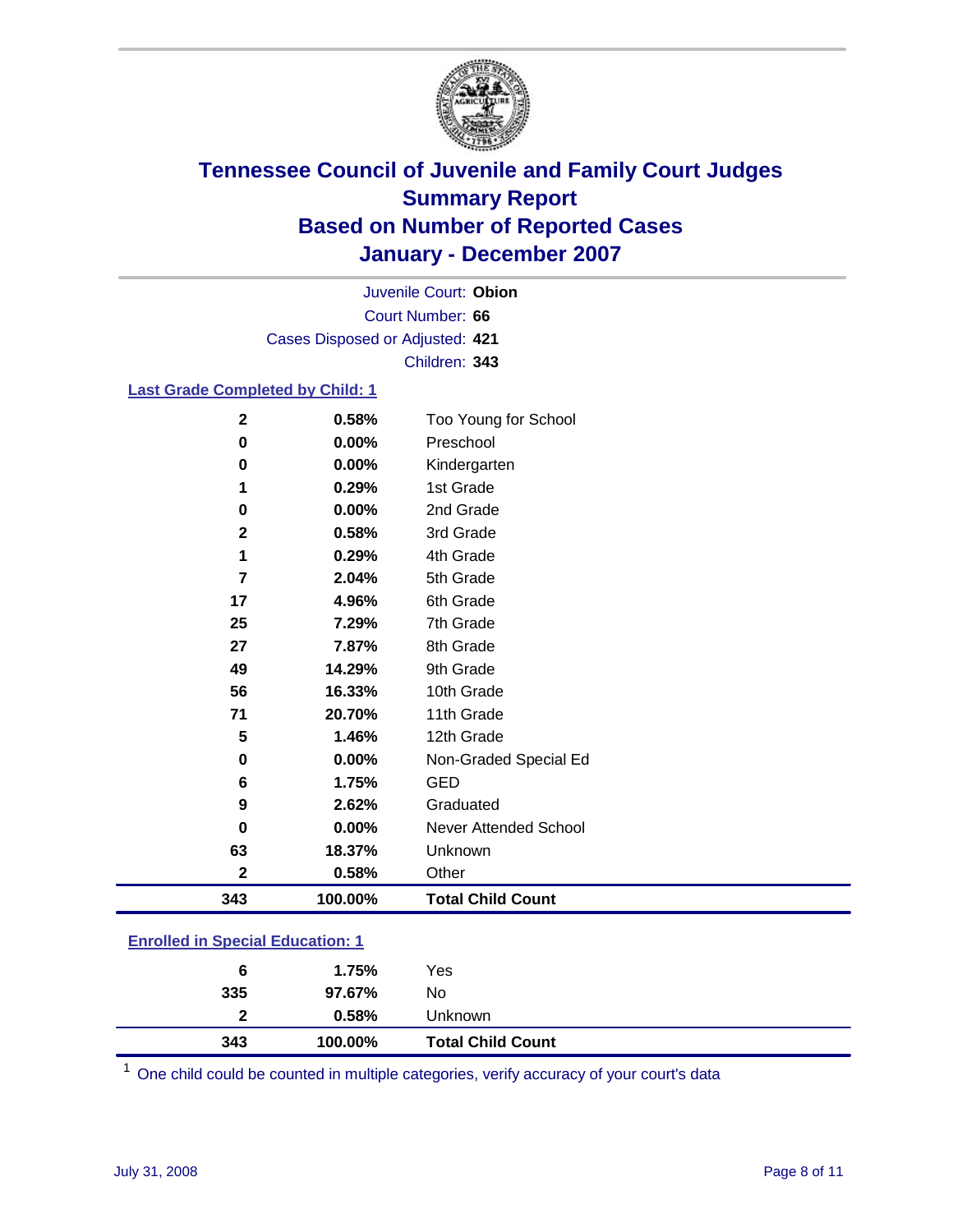# Tennessee Council of Juvenile and Family Court Judges
## Summary Report
## Based on Number of Reported Cases
## January - December 2007

Juvenile Court: **Obion**
Court Number: **66**
Cases Disposed or Adjusted: **421**
Children: **343**

### Last Grade Completed by Child: 1

| Count | Percent | Category |
|---|---|---|
| 2 | 0.58% | Too Young for School |
| 0 | 0.00% | Preschool |
| 0 | 0.00% | Kindergarten |
| 1 | 0.29% | 1st Grade |
| 0 | 0.00% | 2nd Grade |
| 2 | 0.58% | 3rd Grade |
| 1 | 0.29% | 4th Grade |
| 7 | 2.04% | 5th Grade |
| 17 | 4.96% | 6th Grade |
| 25 | 7.29% | 7th Grade |
| 27 | 7.87% | 8th Grade |
| 49 | 14.29% | 9th Grade |
| 56 | 16.33% | 10th Grade |
| 71 | 20.70% | 11th Grade |
| 5 | 1.46% | 12th Grade |
| 0 | 0.00% | Non-Graded Special Ed |
| 6 | 1.75% | GED |
| 9 | 2.62% | Graduated |
| 0 | 0.00% | Never Attended School |
| 63 | 18.37% | Unknown |
| 2 | 0.58% | Other |
| **343** | **100.00%** | **Total Child Count** |

### Enrolled in Special Education: 1

| Count | Percent | Category |
|---|---|---|
| 6 | 1.75% | Yes |
| 335 | 97.67% | No |
| 2 | 0.58% | Unknown |
| **343** | **100.00%** | **Total Child Count** |

[1] One child could be counted in multiple categories, verify accuracy of your court's data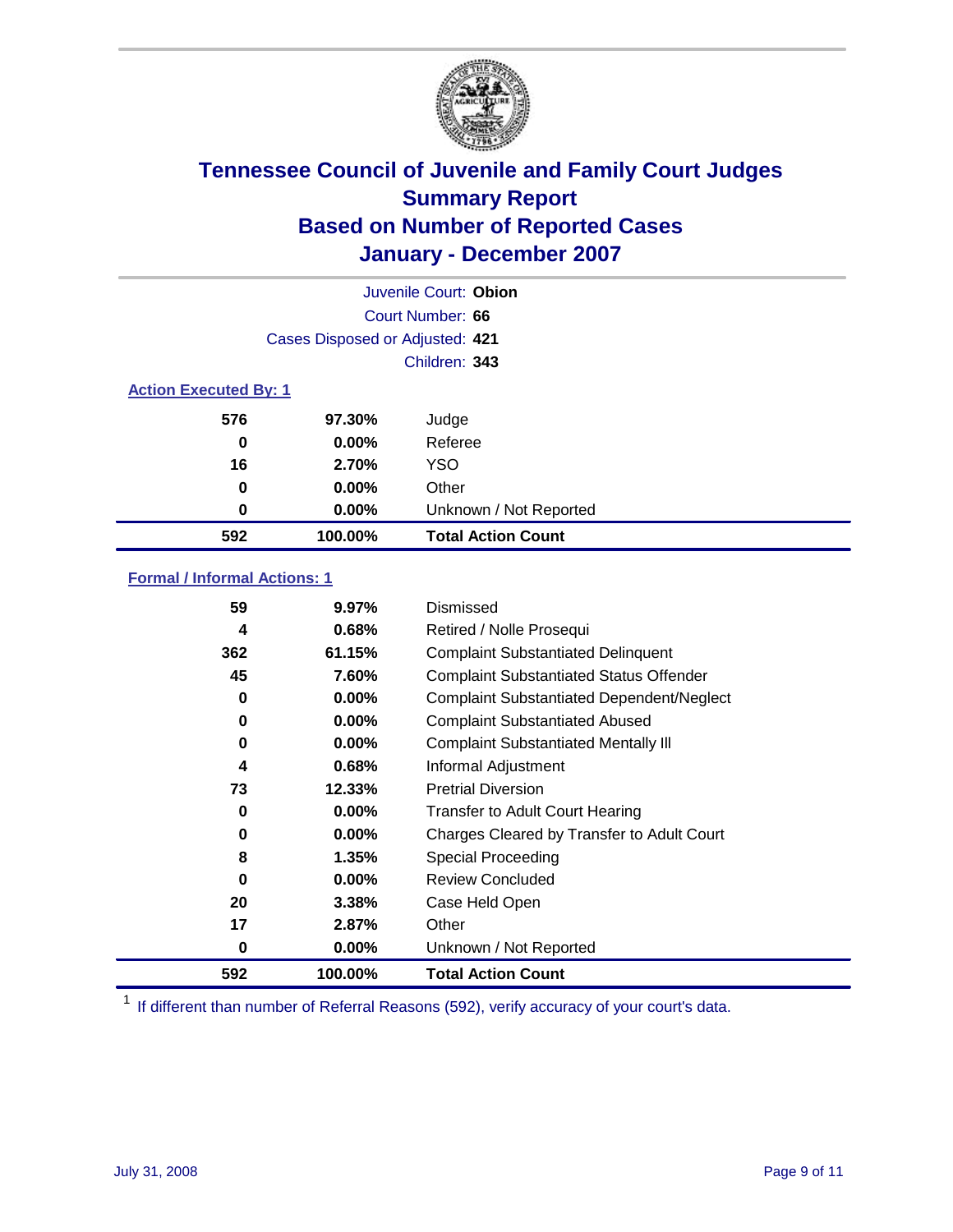# Tennessee Council of Juvenile and Family Court Judges
## Summary Report
## Based on Number of Reported Cases
## January - December 2007

Juvenile Court: **Obion**
Court Number: **66**
Cases Disposed or Adjusted: **421**
Children: **343**

### Action Executed By: [1]

| | | |
|---|---|---|
| 576 | 97.30% | Judge |
| 0 | 0.00% | Referee |
| 16 | 2.70% | YSO |
| 0 | 0.00% | Other |
| 0 | 0.00% | Unknown / Not Reported |
| **592** | **100.00%** | **Total Action Count** |

### Formal / Informal Actions: [1]

| | | |
|---|---|---|
| 59 | 9.97% | Dismissed |
| 4 | 0.68% | Retired / Nolle Prosequi |
| 362 | 61.15% | Complaint Substantiated Delinquent |
| 45 | 7.60% | Complaint Substantiated Status Offender |
| 0 | 0.00% | Complaint Substantiated Dependent/Neglect |
| 0 | 0.00% | Complaint Substantiated Abused |
| 0 | 0.00% | Complaint Substantiated Mentally Ill |
| 4 | 0.68% | Informal Adjustment |
| 73 | 12.33% | Pretrial Diversion |
| 0 | 0.00% | Transfer to Adult Court Hearing |
| 0 | 0.00% | Charges Cleared by Transfer to Adult Court |
| 8 | 1.35% | Special Proceeding |
| 0 | 0.00% | Review Concluded |
| 20 | 3.38% | Case Held Open |
| 17 | 2.87% | Other |
| 0 | 0.00% | Unknown / Not Reported |
| **592** | **100.00%** | **Total Action Count** |

[1] If different than number of Referral Reasons (592), verify accuracy of your court's data.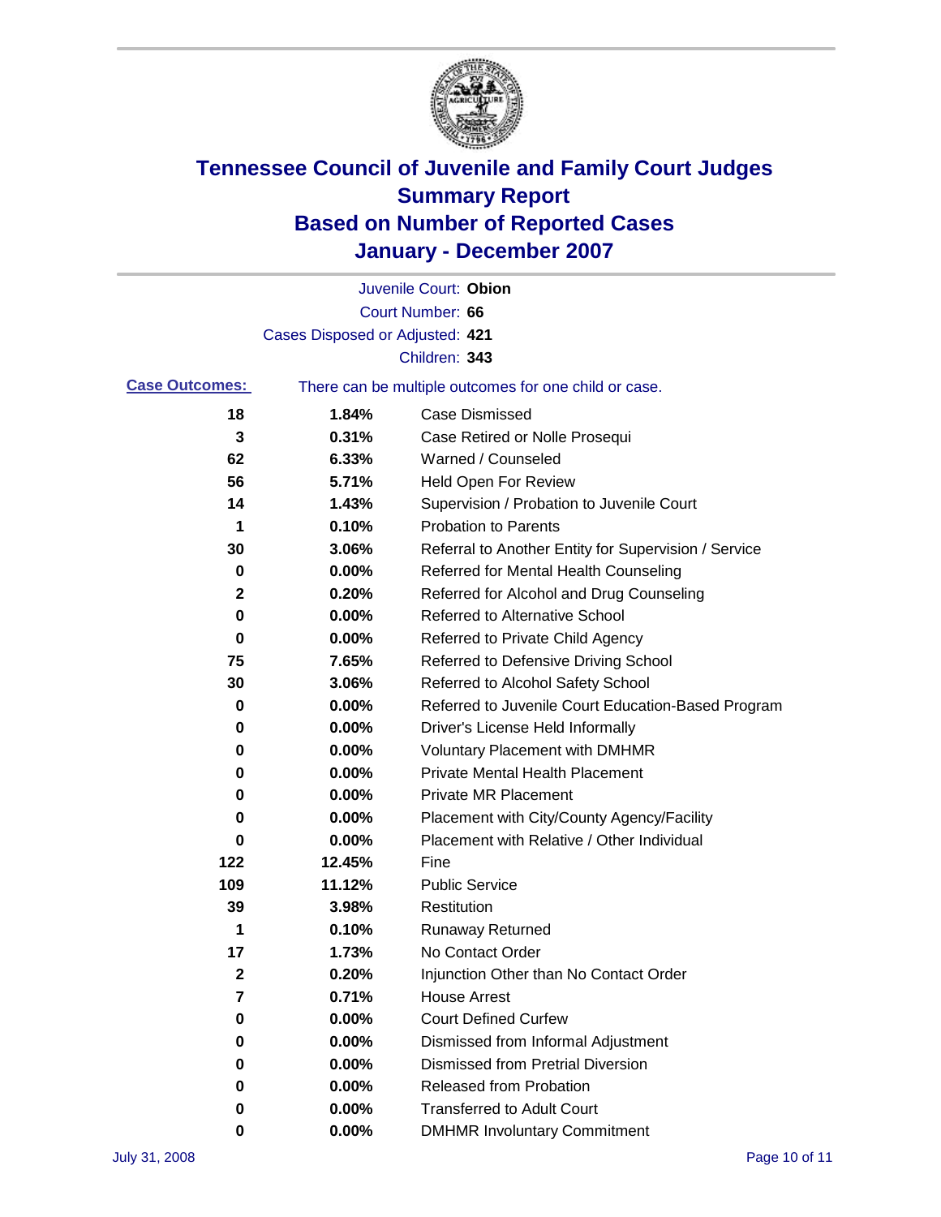# Tennessee Council of Juvenile and Family Court Judges
# Summary Report
# Based on Number of Reported Cases
# January - December 2007

Juvenile Court: **Obion**
Court Number: **66**
Cases Disposed or Adjusted: **421**
Children: **343**

**Case Outcomes:** There can be multiple outcomes for one child or case.

| Count | Percent | Outcome |
|---|---|---|
| 18 | 1.84% | Case Dismissed |
| 3 | 0.31% | Case Retired or Nolle Prosequi |
| 62 | 6.33% | Warned / Counseled |
| 56 | 5.71% | Held Open For Review |
| 14 | 1.43% | Supervision / Probation to Juvenile Court |
| 1 | 0.10% | Probation to Parents |
| 30 | 3.06% | Referral to Another Entity for Supervision / Service |
| 0 | 0.00% | Referred for Mental Health Counseling |
| 2 | 0.20% | Referred for Alcohol and Drug Counseling |
| 0 | 0.00% | Referred to Alternative School |
| 0 | 0.00% | Referred to Private Child Agency |
| 75 | 7.65% | Referred to Defensive Driving School |
| 30 | 3.06% | Referred to Alcohol Safety School |
| 0 | 0.00% | Referred to Juvenile Court Education-Based Program |
| 0 | 0.00% | Driver's License Held Informally |
| 0 | 0.00% | Voluntary Placement with DMHMR |
| 0 | 0.00% | Private Mental Health Placement |
| 0 | 0.00% | Private MR Placement |
| 0 | 0.00% | Placement with City/County Agency/Facility |
| 0 | 0.00% | Placement with Relative / Other Individual |
| 122 | 12.45% | Fine |
| 109 | 11.12% | Public Service |
| 39 | 3.98% | Restitution |
| 1 | 0.10% | Runaway Returned |
| 17 | 1.73% | No Contact Order |
| 2 | 0.20% | Injunction Other than No Contact Order |
| 7 | 0.71% | House Arrest |
| 0 | 0.00% | Court Defined Curfew |
| 0 | 0.00% | Dismissed from Informal Adjustment |
| 0 | 0.00% | Dismissed from Pretrial Diversion |
| 0 | 0.00% | Released from Probation |
| 0 | 0.00% | Transferred to Adult Court |
| 0 | 0.00% | DMHMR Involuntary Commitment |

July 31, 2008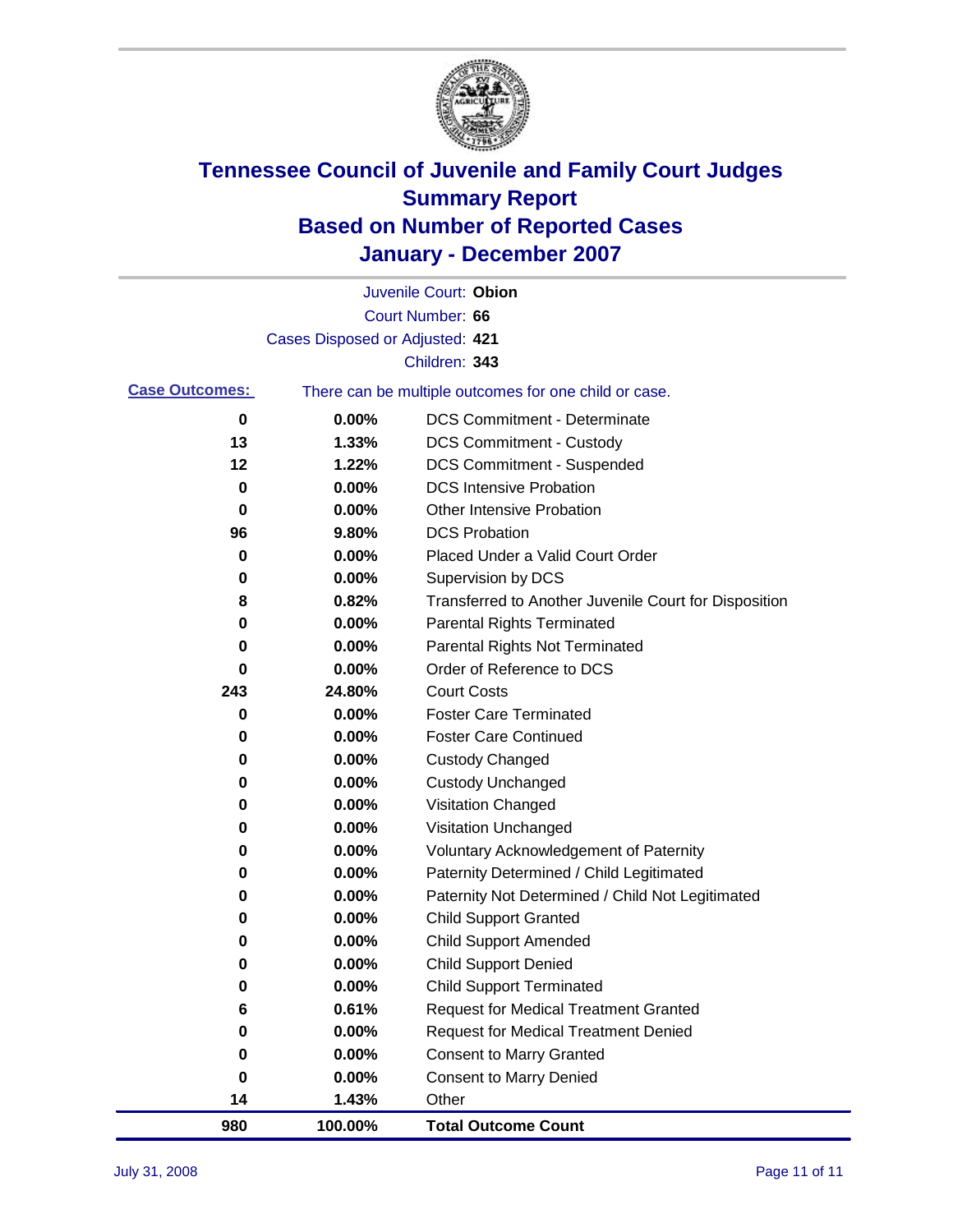# Tennessee Council of Juvenile and Family Court Judges
## Summary Report
## Based on Number of Reported Cases
## January - December 2007

Juvenile Court: **Obion**

Court Number: **66**

Cases Disposed or Adjusted: **421**

Children: **343**

**Case Outcomes:** There can be multiple outcomes for one child or case.

| | | |
|---|---|---|
| 0 | 0.00% | DCS Commitment - Determinate |
| 13 | 1.33% | DCS Commitment - Custody |
| 12 | 1.22% | DCS Commitment - Suspended |
| 0 | 0.00% | DCS Intensive Probation |
| 0 | 0.00% | Other Intensive Probation |
| 96 | 9.80% | DCS Probation |
| 0 | 0.00% | Placed Under a Valid Court Order |
| 0 | 0.00% | Supervision by DCS |
| 8 | 0.82% | Transferred to Another Juvenile Court for Disposition |
| 0 | 0.00% | Parental Rights Terminated |
| 0 | 0.00% | Parental Rights Not Terminated |
| 0 | 0.00% | Order of Reference to DCS |
| 243 | 24.80% | Court Costs |
| 0 | 0.00% | Foster Care Terminated |
| 0 | 0.00% | Foster Care Continued |
| 0 | 0.00% | Custody Changed |
| 0 | 0.00% | Custody Unchanged |
| 0 | 0.00% | Visitation Changed |
| 0 | 0.00% | Visitation Unchanged |
| 0 | 0.00% | Voluntary Acknowledgement of Paternity |
| 0 | 0.00% | Paternity Determined / Child Legitimated |
| 0 | 0.00% | Paternity Not Determined / Child Not Legitimated |
| 0 | 0.00% | Child Support Granted |
| 0 | 0.00% | Child Support Amended |
| 0 | 0.00% | Child Support Denied |
| 0 | 0.00% | Child Support Terminated |
| 6 | 0.61% | Request for Medical Treatment Granted |
| 0 | 0.00% | Request for Medical Treatment Denied |
| 0 | 0.00% | Consent to Marry Granted |
| 0 | 0.00% | Consent to Marry Denied |
| 14 | 1.43% | Other |
| **980** | **100.00%** | **Total Outcome Count** |